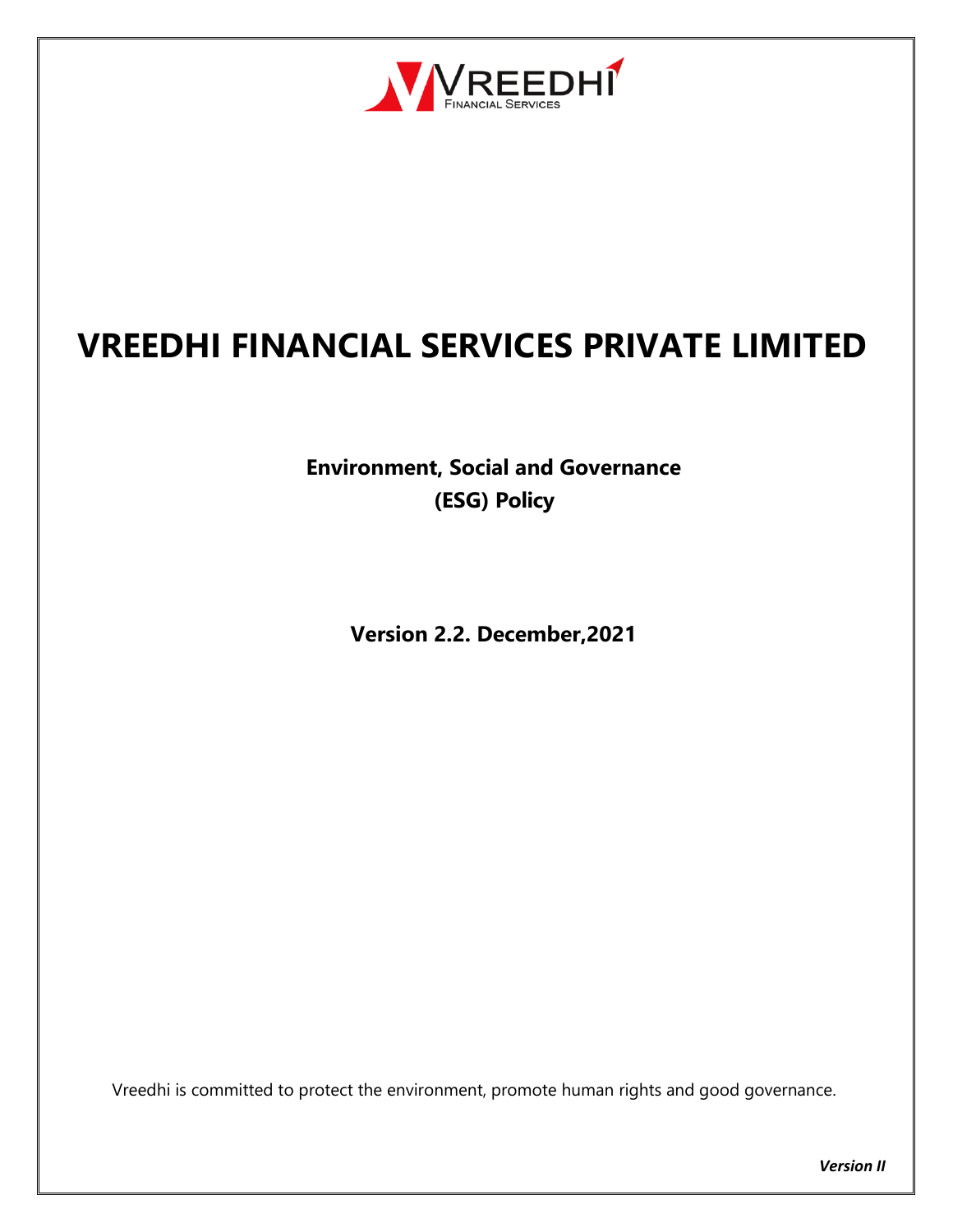# VREEDHI FINANCIAL SERVICES PRIVATE LIMITED

## Environment, Social and Governance (ESG) Policy

**Version 2.2. December,2021**

Vreedhi is committed to protect the environment, promote human rights and good governance.

***Version II***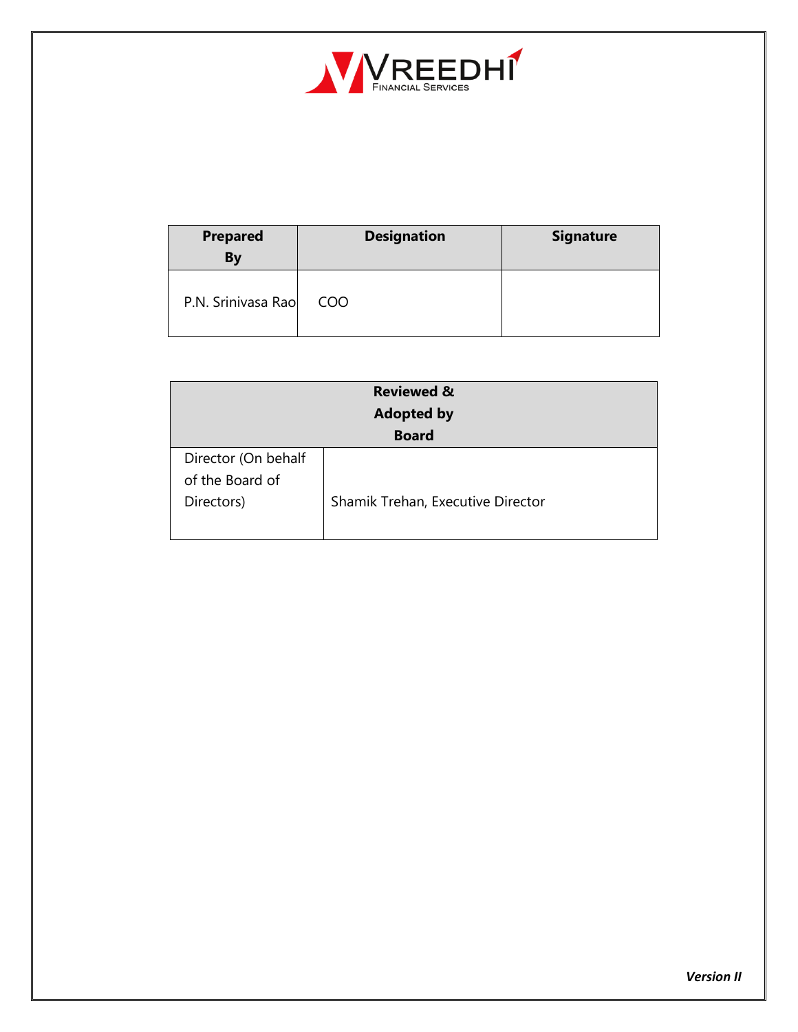| Prepared By | Designation | Signature |
| --- | --- | --- |
| P.N. Srinivasa Rao | COO | |

| Reviewed & Adopted by Board | |
| --- | --- |
| Director (On behalf of the Board of Directors) | Shamik Trehan, Executive Director |

***Version II***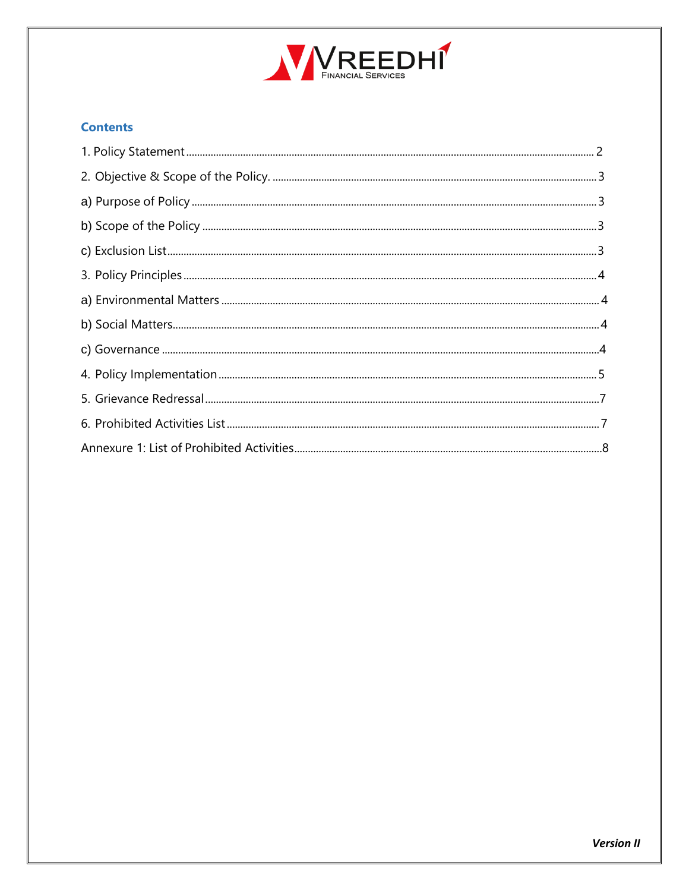## Contents

1. Policy Statement ........ 2
2. Objective & Scope of the Policy. ........ 3
a) Purpose of Policy ........ 3
b) Scope of the Policy ........ 3
c) Exclusion List ........ 3
3. Policy Principles ........ 4
a) Environmental Matters ........ 4
b) Social Matters ........ 4
c) Governance ........ 4
4. Policy Implementation ........ 5
5. Grievance Redressal ........ 7
6. Prohibited Activities List ........ 7
Annexure 1: List of Prohibited Activities ........ 8

***Version II***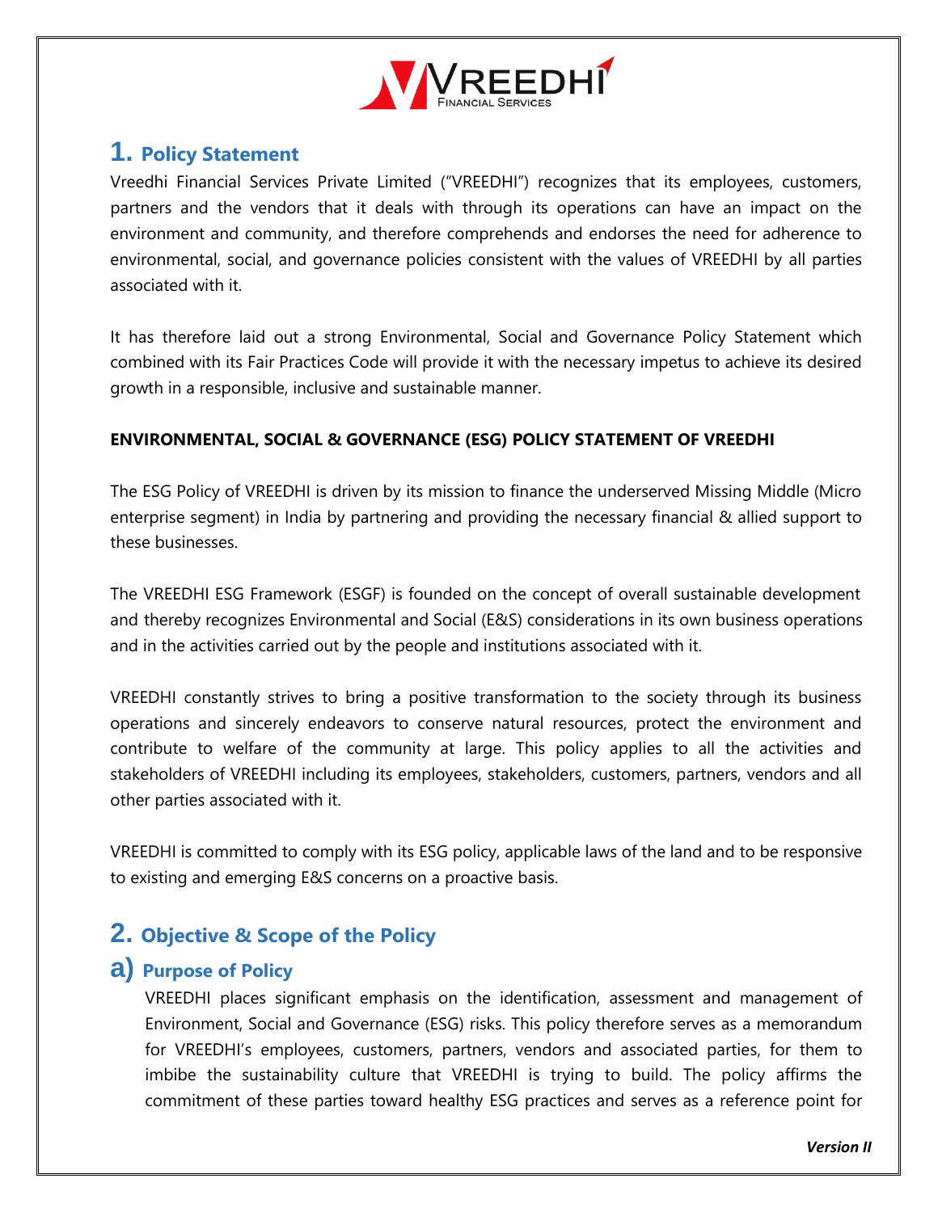# 1. Policy Statement

Vreedhi Financial Services Private Limited ("VREEDHI") recognizes that its employees, customers, partners and the vendors that it deals with through its operations can have an impact on the environment and community, and therefore comprehends and endorses the need for adherence to environmental, social, and governance policies consistent with the values of VREEDHI by all parties associated with it.

It has therefore laid out a strong Environmental, Social and Governance Policy Statement which combined with its Fair Practices Code will provide it with the necessary impetus to achieve its desired growth in a responsible, inclusive and sustainable manner.

**ENVIRONMENTAL, SOCIAL & GOVERNANCE (ESG) POLICY STATEMENT OF VREEDHI**

The ESG Policy of VREEDHI is driven by its mission to finance the underserved Missing Middle (Micro enterprise segment) in India by partnering and providing the necessary financial & allied support to these businesses.

The VREEDHI ESG Framework (ESGF) is founded on the concept of overall sustainable development and thereby recognizes Environmental and Social (E&S) considerations in its own business operations and in the activities carried out by the people and institutions associated with it.

VREEDHI constantly strives to bring a positive transformation to the society through its business operations and sincerely endeavors to conserve natural resources, protect the environment and contribute to welfare of the community at large. This policy applies to all the activities and stakeholders of VREEDHI including its employees, stakeholders, customers, partners, vendors and all other parties associated with it.

VREEDHI is committed to comply with its ESG policy, applicable laws of the land and to be responsive to existing and emerging E&S concerns on a proactive basis.

# 2. Objective & Scope of the Policy

## a) Purpose of Policy

VREEDHI places significant emphasis on the identification, assessment and management of Environment, Social and Governance (ESG) risks. This policy therefore serves as a memorandum for VREEDHI's employees, customers, partners, vendors and associated parties, for them to imbibe the sustainability culture that VREEDHI is trying to build. The policy affirms the commitment of these parties toward healthy ESG practices and serves as a reference point for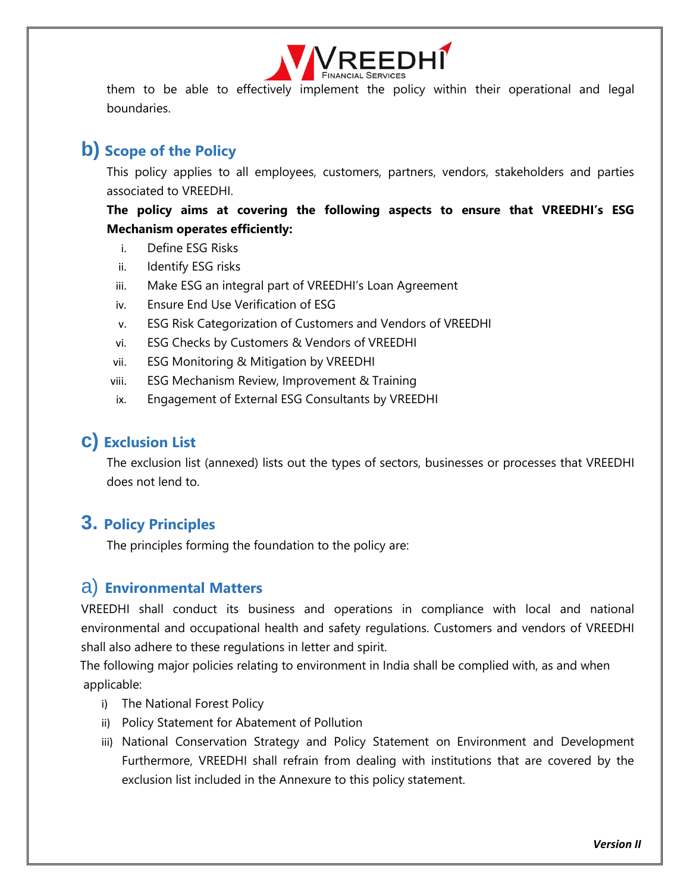them to be able to effectively implement the policy within their operational and legal boundaries.

## b) Scope of the Policy

This policy applies to all employees, customers, partners, vendors, stakeholders and parties associated to VREEDHI.

**The policy aims at covering the following aspects to ensure that VREEDHI's ESG Mechanism operates efficiently:**

i. Define ESG Risks
ii. Identify ESG risks
iii. Make ESG an integral part of VREEDHI's Loan Agreement
iv. Ensure End Use Verification of ESG
v. ESG Risk Categorization of Customers and Vendors of VREEDHI
vi. ESG Checks by Customers & Vendors of VREEDHI
vii. ESG Monitoring & Mitigation by VREEDHI
viii. ESG Mechanism Review, Improvement & Training
ix. Engagement of External ESG Consultants by VREEDHI

## c) Exclusion List

The exclusion list (annexed) lists out the types of sectors, businesses or processes that VREEDHI does not lend to.

# 3. Policy Principles

The principles forming the foundation to the policy are:

## a) Environmental Matters

VREEDHI shall conduct its business and operations in compliance with local and national environmental and occupational health and safety regulations. Customers and vendors of VREEDHI shall also adhere to these regulations in letter and spirit.

The following major policies relating to environment in India shall be complied with, as and when applicable:

i) The National Forest Policy
ii) Policy Statement for Abatement of Pollution
iii) National Conservation Strategy and Policy Statement on Environment and Development Furthermore, VREEDHI shall refrain from dealing with institutions that are covered by the exclusion list included in the Annexure to this policy statement.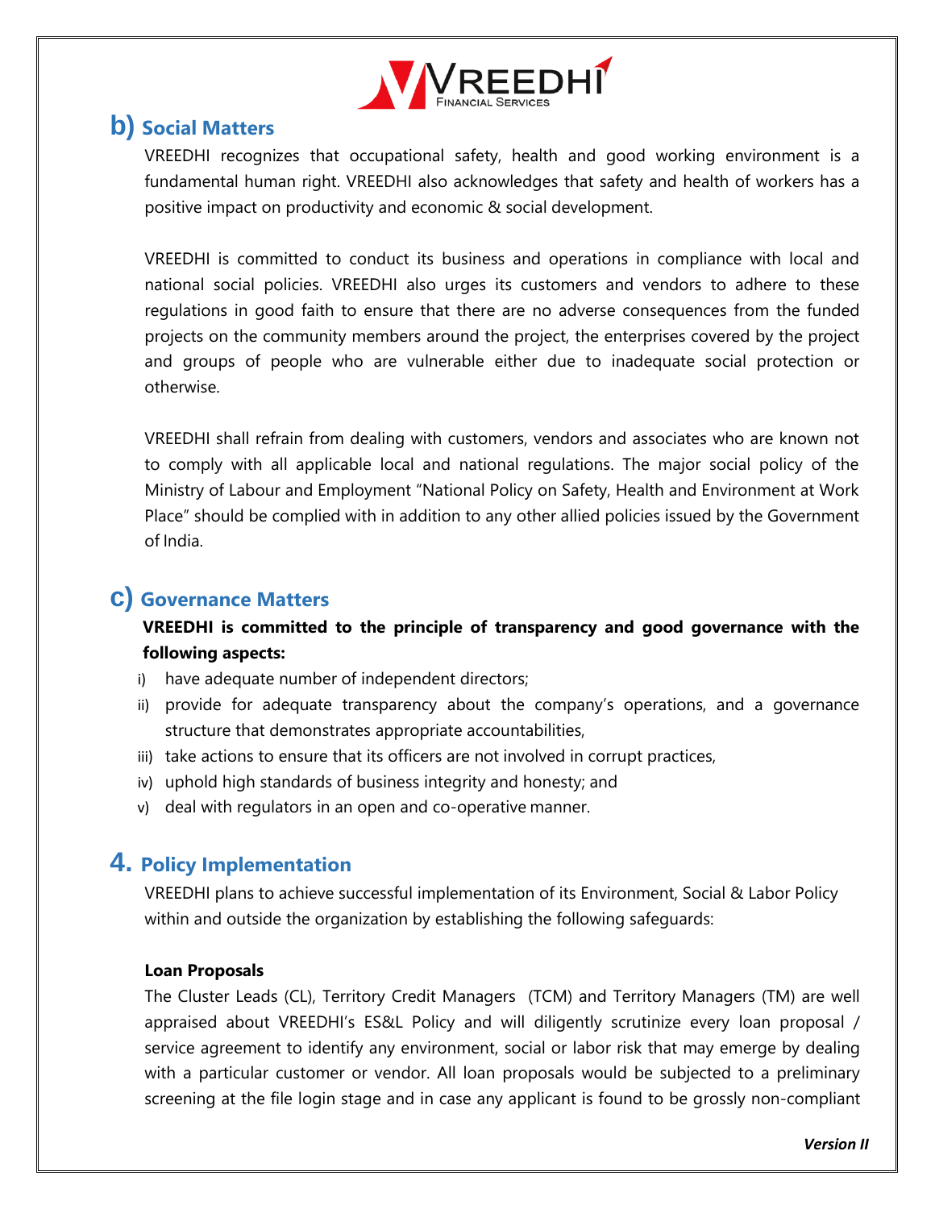## b) Social Matters

VREEDHI recognizes that occupational safety, health and good working environment is a fundamental human right. VREEDHI also acknowledges that safety and health of workers has a positive impact on productivity and economic & social development.

VREEDHI is committed to conduct its business and operations in compliance with local and national social policies. VREEDHI also urges its customers and vendors to adhere to these regulations in good faith to ensure that there are no adverse consequences from the funded projects on the community members around the project, the enterprises covered by the project and groups of people who are vulnerable either due to inadequate social protection or otherwise.

VREEDHI shall refrain from dealing with customers, vendors and associates who are known not to comply with all applicable local and national regulations. The major social policy of the Ministry of Labour and Employment "National Policy on Safety, Health and Environment at Work Place" should be complied with in addition to any other allied policies issued by the Government of India.

## c) Governance Matters

**VREEDHI is committed to the principle of transparency and good governance with the following aspects:**

i) have adequate number of independent directors;
ii) provide for adequate transparency about the company's operations, and a governance structure that demonstrates appropriate accountabilities,
iii) take actions to ensure that its officers are not involved in corrupt practices,
iv) uphold high standards of business integrity and honesty; and
v) deal with regulators in an open and co-operative manner.

# 4. Policy Implementation

VREEDHI plans to achieve successful implementation of its Environment, Social & Labor Policy within and outside the organization by establishing the following safeguards:

**Loan Proposals**

The Cluster Leads (CL), Territory Credit Managers (TCM) and Territory Managers (TM) are well appraised about VREEDHI's ES&L Policy and will diligently scrutinize every loan proposal / service agreement to identify any environment, social or labor risk that may emerge by dealing with a particular customer or vendor. All loan proposals would be subjected to a preliminary screening at the file login stage and in case any applicant is found to be grossly non-compliant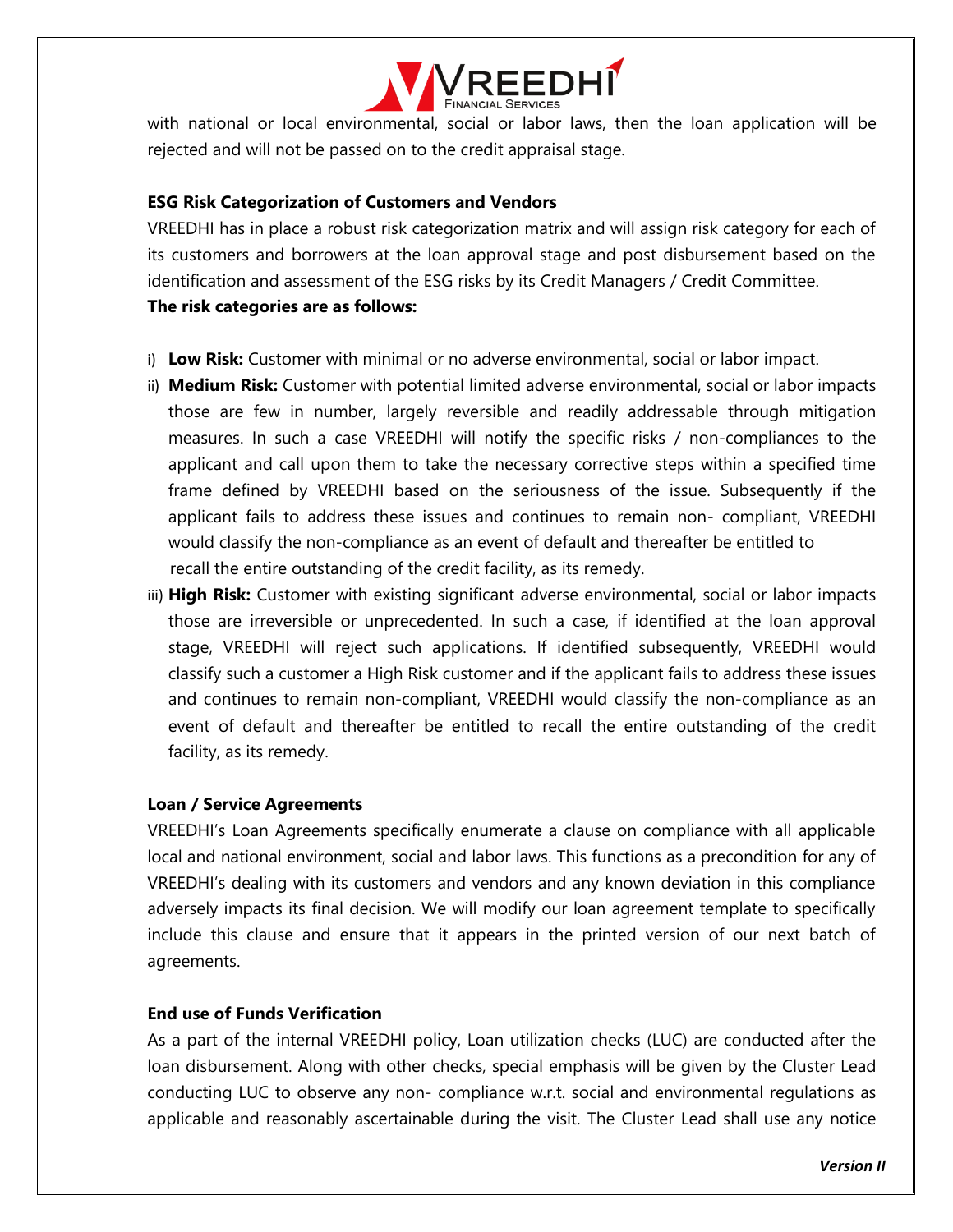with national or local environmental, social or labor laws, then the loan application will be rejected and will not be passed on to the credit appraisal stage.

### ESG Risk Categorization of Customers and Vendors

VREEDHI has in place a robust risk categorization matrix and will assign risk category for each of its customers and borrowers at the loan approval stage and post disbursement based on the identification and assessment of the ESG risks by its Credit Managers / Credit Committee.

**The risk categories are as follows:**

i) **Low Risk:** Customer with minimal or no adverse environmental, social or labor impact.

ii) **Medium Risk:** Customer with potential limited adverse environmental, social or labor impacts those are few in number, largely reversible and readily addressable through mitigation measures. In such a case VREEDHI will notify the specific risks / non-compliances to the applicant and call upon them to take the necessary corrective steps within a specified time frame defined by VREEDHI based on the seriousness of the issue. Subsequently if the applicant fails to address these issues and continues to remain non- compliant, VREEDHI would classify the non-compliance as an event of default and thereafter be entitled to recall the entire outstanding of the credit facility, as its remedy.

iii) **High Risk:** Customer with existing significant adverse environmental, social or labor impacts those are irreversible or unprecedented. In such a case, if identified at the loan approval stage, VREEDHI will reject such applications. If identified subsequently, VREEDHI would classify such a customer a High Risk customer and if the applicant fails to address these issues and continues to remain non-compliant, VREEDHI would classify the non-compliance as an event of default and thereafter be entitled to recall the entire outstanding of the credit facility, as its remedy.

### Loan / Service Agreements

VREEDHI's Loan Agreements specifically enumerate a clause on compliance with all applicable local and national environment, social and labor laws. This functions as a precondition for any of VREEDHI's dealing with its customers and vendors and any known deviation in this compliance adversely impacts its final decision. We will modify our loan agreement template to specifically include this clause and ensure that it appears in the printed version of our next batch of agreements.

### End use of Funds Verification

As a part of the internal VREEDHI policy, Loan utilization checks (LUC) are conducted after the loan disbursement. Along with other checks, special emphasis will be given by the Cluster Lead conducting LUC to observe any non- compliance w.r.t. social and environmental regulations as applicable and reasonably ascertainable during the visit. The Cluster Lead shall use any notice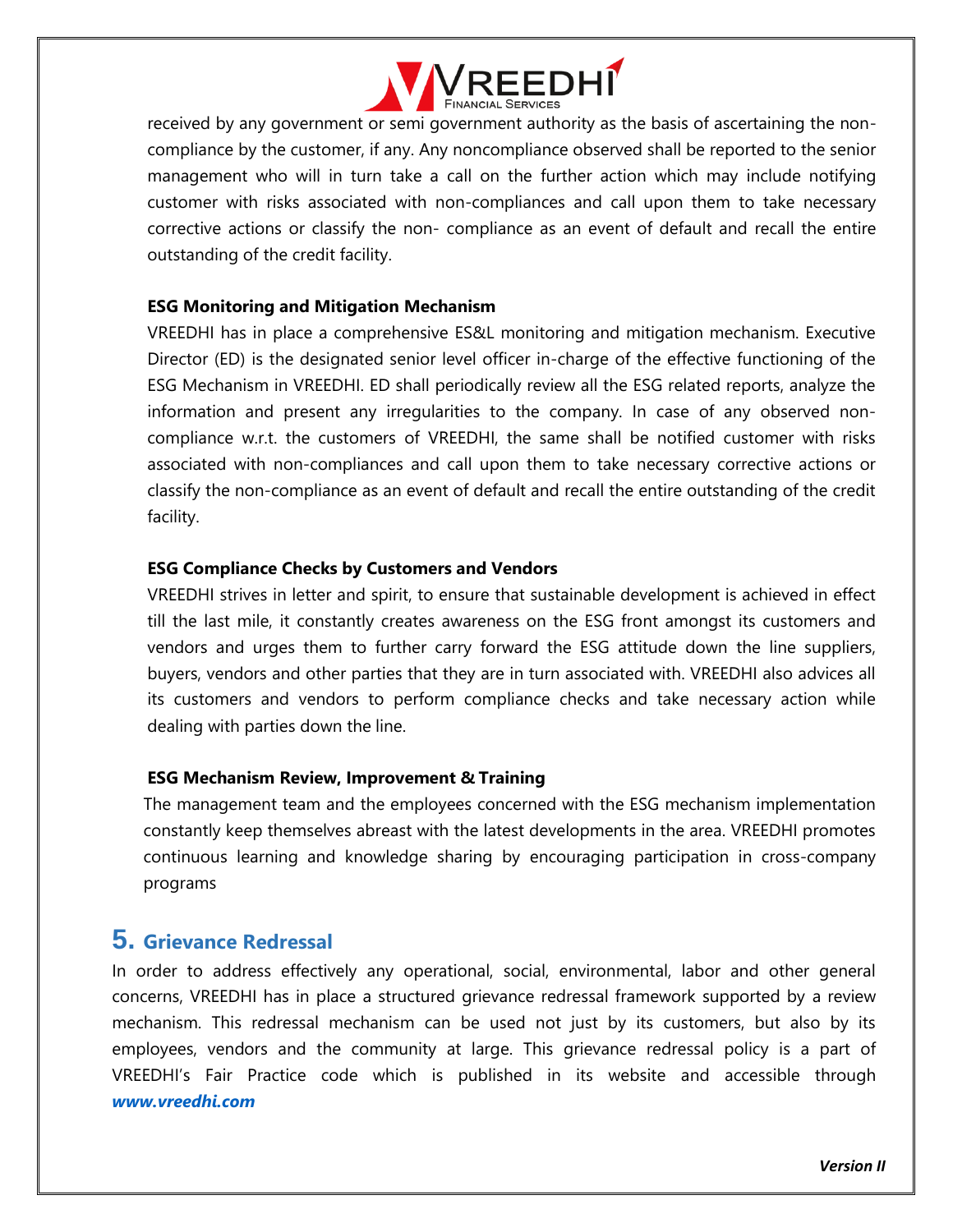received by any government or semi government authority as the basis of ascertaining the non-compliance by the customer, if any. Any noncompliance observed shall be reported to the senior management who will in turn take a call on the further action which may include notifying customer with risks associated with non-compliances and call upon them to take necessary corrective actions or classify the non- compliance as an event of default and recall the entire outstanding of the credit facility.

**ESG Monitoring and Mitigation Mechanism**

VREEDHI has in place a comprehensive ES&L monitoring and mitigation mechanism. Executive Director (ED) is the designated senior level officer in-charge of the effective functioning of the ESG Mechanism in VREEDHI. ED shall periodically review all the ESG related reports, analyze the information and present any irregularities to the company. In case of any observed non-compliance w.r.t. the customers of VREEDHI, the same shall be notified customer with risks associated with non-compliances and call upon them to take necessary corrective actions or classify the non-compliance as an event of default and recall the entire outstanding of the credit facility.

**ESG Compliance Checks by Customers and Vendors**

VREEDHI strives in letter and spirit, to ensure that sustainable development is achieved in effect till the last mile, it constantly creates awareness on the ESG front amongst its customers and vendors and urges them to further carry forward the ESG attitude down the line suppliers, buyers, vendors and other parties that they are in turn associated with. VREEDHI also advices all its customers and vendors to perform compliance checks and take necessary action while dealing with parties down the line.

**ESG Mechanism Review, Improvement & Training**

The management team and the employees concerned with the ESG mechanism implementation constantly keep themselves abreast with the latest developments in the area. VREEDHI promotes continuous learning and knowledge sharing by encouraging participation in cross-company programs

## 5. Grievance Redressal

In order to address effectively any operational, social, environmental, labor and other general concerns, VREEDHI has in place a structured grievance redressal framework supported by a review mechanism. This redressal mechanism can be used not just by its customers, but also by its employees, vendors and the community at large. This grievance redressal policy is a part of VREEDHI's Fair Practice code which is published in its website and accessible through ***www.vreedhi.com***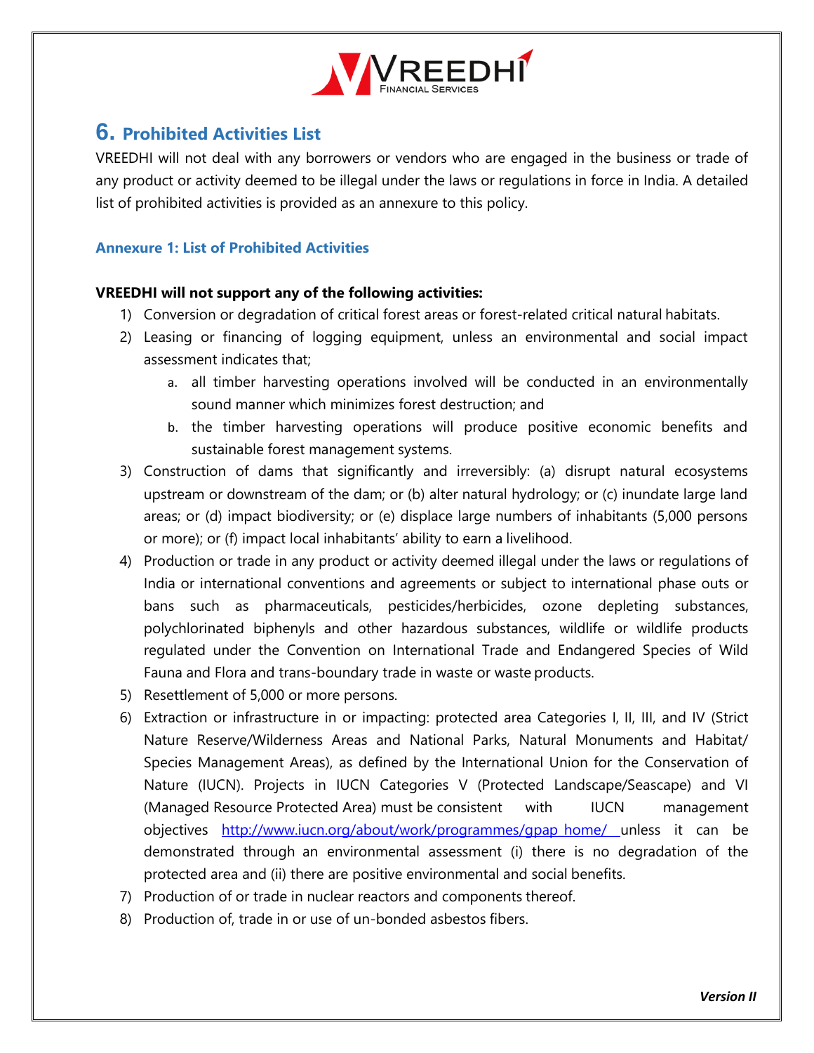## 6. Prohibited Activities List

VREEDHI will not deal with any borrowers or vendors who are engaged in the business or trade of any product or activity deemed to be illegal under the laws or regulations in force in India. A detailed list of prohibited activities is provided as an annexure to this policy.

### Annexure 1: List of Prohibited Activities

**VREEDHI will not support any of the following activities:**

1) Conversion or degradation of critical forest areas or forest-related critical natural habitats.
2) Leasing or financing of logging equipment, unless an environmental and social impact assessment indicates that;
   a. all timber harvesting operations involved will be conducted in an environmentally sound manner which minimizes forest destruction; and
   b. the timber harvesting operations will produce positive economic benefits and sustainable forest management systems.
3) Construction of dams that significantly and irreversibly: (a) disrupt natural ecosystems upstream or downstream of the dam; or (b) alter natural hydrology; or (c) inundate large land areas; or (d) impact biodiversity; or (e) displace large numbers of inhabitants (5,000 persons or more); or (f) impact local inhabitants' ability to earn a livelihood.
4) Production or trade in any product or activity deemed illegal under the laws or regulations of India or international conventions and agreements or subject to international phase outs or bans such as pharmaceuticals, pesticides/herbicides, ozone depleting substances, polychlorinated biphenyls and other hazardous substances, wildlife or wildlife products regulated under the Convention on International Trade and Endangered Species of Wild Fauna and Flora and trans-boundary trade in waste or waste products.
5) Resettlement of 5,000 or more persons.
6) Extraction or infrastructure in or impacting: protected area Categories I, II, III, and IV (Strict Nature Reserve/Wilderness Areas and National Parks, Natural Monuments and Habitat/ Species Management Areas), as defined by the International Union for the Conservation of Nature (IUCN). Projects in IUCN Categories V (Protected Landscape/Seascape) and VI (Managed Resource Protected Area) must be consistent with IUCN management objectives http://www.iucn.org/about/work/programmes/gpap_home/ unless it can be demonstrated through an environmental assessment (i) there is no degradation of the protected area and (ii) there are positive environmental and social benefits.
7) Production of or trade in nuclear reactors and components thereof.
8) Production of, trade in or use of un-bonded asbestos fibers.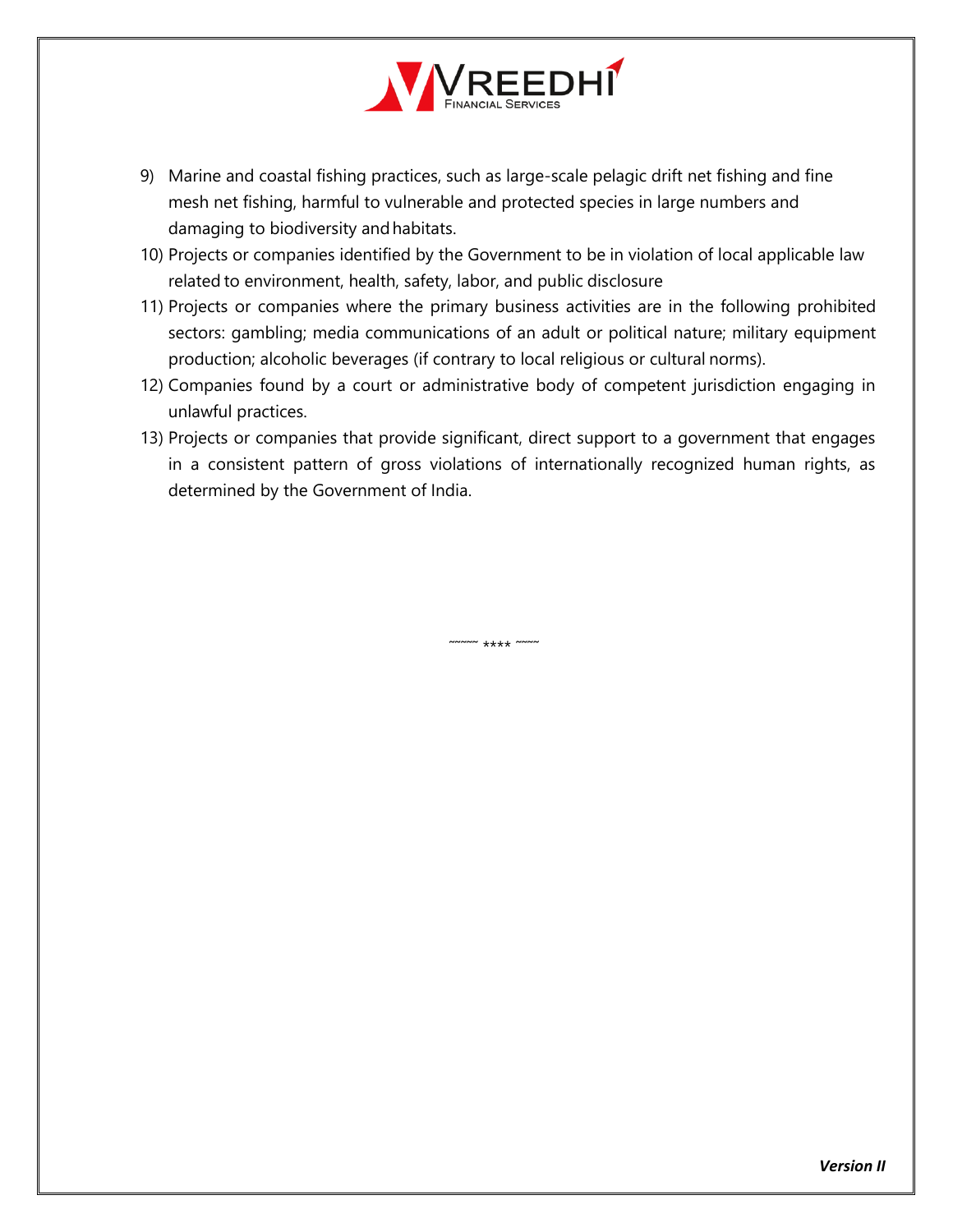9) Marine and coastal fishing practices, such as large-scale pelagic drift net fishing and fine mesh net fishing, harmful to vulnerable and protected species in large numbers and damaging to biodiversity and habitats.
10) Projects or companies identified by the Government to be in violation of local applicable law related to environment, health, safety, labor, and public disclosure
11) Projects or companies where the primary business activities are in the following prohibited sectors: gambling; media communications of an adult or political nature; military equipment production; alcoholic beverages (if contrary to local religious or cultural norms).
12) Companies found by a court or administrative body of competent jurisdiction engaging in unlawful practices.
13) Projects or companies that provide significant, direct support to a government that engages in a consistent pattern of gross violations of internationally recognized human rights, as determined by the Government of India.

~~~~~ **** ~~~~